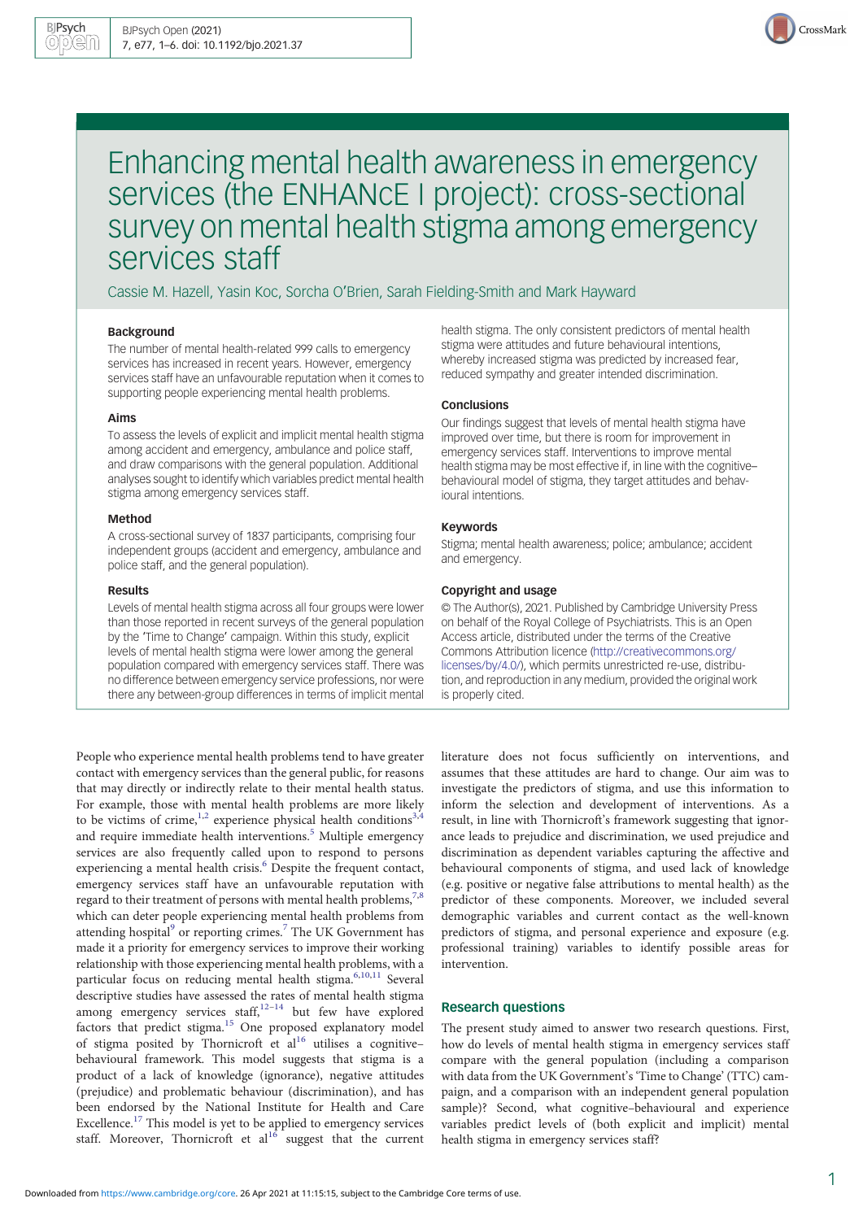# Enhancing mental health awareness in emergency services (the ENHANcE I project): cross-sectional survey on mental health stigma among emergency services staff

Cassie M. Hazell, Yasin Koc, Sorcha O'Brien, Sarah Fielding-Smith and Mark Hayward

## Background

The number of mental health-related 999 calls to emergency services has increased in recent years. However, emergency services staff have an unfavourable reputation when it comes to supporting people experiencing mental health problems.

## Aims

To assess the levels of explicit and implicit mental health stigma among accident and emergency, ambulance and police staff, and draw comparisons with the general population. Additional analyses sought to identify which variables predict mental health stigma among emergency services staff.

## Method

A cross-sectional survey of 1837 participants, comprising four independent groups (accident and emergency, ambulance and police staff, and the general population).

## Results

Levels of mental health stigma across all four groups were lower than those reported in recent surveys of the general population by the 'Time to Change' campaign. Within this study, explicit levels of mental health stigma were lower among the general population compared with emergency services staff. There was no difference between emergency service professions, nor were there any between-group differences in terms of implicit mental health stigma. The only consistent predictors of mental health stigma were attitudes and future behavioural intentions, whereby increased stigma was predicted by increased fear, reduced sympathy and greater intended discrimination.

## Conclusions

Our findings suggest that levels of mental health stigma have improved over time, but there is room for improvement in emergency services staff. Interventions to improve mental health stigma may be most effective if, in line with the cognitive–behavioural model of stigma, they target attitudes and behavioural intentions.

## Keywords

Stigma; mental health awareness; police; ambulance; accident and emergency.

## Copyright and usage

© The Author(s), 2021. Published by Cambridge University Press on behalf of the Royal College of Psychiatrists. This is an Open Access article, distributed under the terms of the Creative Commons Attribution licence (http://creativecommons.org/licenses/by/4.0/), which permits unrestricted re-use, distribution, and reproduction in any medium, provided the original work is properly cited.

People who experience mental health problems tend to have greater contact with emergency services than the general public, for reasons that may directly or indirectly relate to their mental health status. For example, those with mental health problems are more likely to be victims of crime,[1,2] experience physical health conditions[3,4] and require immediate health interventions.[5] Multiple emergency services are also frequently called upon to respond to persons experiencing a mental health crisis.[6] Despite the frequent contact, emergency services staff have an unfavourable reputation with regard to their treatment of persons with mental health problems,[7,8] which can deter people experiencing mental health problems from attending hospital[9] or reporting crimes.[7] The UK Government has made it a priority for emergency services to improve their working relationship with those experiencing mental health problems, with a particular focus on reducing mental health stigma.[6,10,11] Several descriptive studies have assessed the rates of mental health stigma among emergency services staff,[12–14] but few have explored factors that predict stigma.[15] One proposed explanatory model of stigma posited by Thornicroft et al[16] utilises a cognitive–behavioural framework. This model suggests that stigma is a product of a lack of knowledge (ignorance), negative attitudes (prejudice) and problematic behaviour (discrimination), and has been endorsed by the National Institute for Health and Care Excellence.[17] This model is yet to be applied to emergency services staff. Moreover, Thornicroft et al[16] suggest that the current literature does not focus sufficiently on interventions, and assumes that these attitudes are hard to change. Our aim was to investigate the predictors of stigma, and use this information to inform the selection and development of interventions. As a result, in line with Thornicroft's framework suggesting that ignorance leads to prejudice and discrimination, we used prejudice and discrimination as dependent variables capturing the affective and behavioural components of stigma, and used lack of knowledge (e.g. positive or negative false attributions to mental health) as the predictor of these components. Moreover, we included several demographic variables and current contact as the well-known predictors of stigma, and personal experience and exposure (e.g. professional training) variables to identify possible areas for intervention.

## Research questions

The present study aimed to answer two research questions. First, how do levels of mental health stigma in emergency services staff compare with the general population (including a comparison with data from the UK Government's 'Time to Change' (TTC) campaign, and a comparison with an independent general population sample)? Second, what cognitive–behavioural and experience variables predict levels of (both explicit and implicit) mental health stigma in emergency services staff?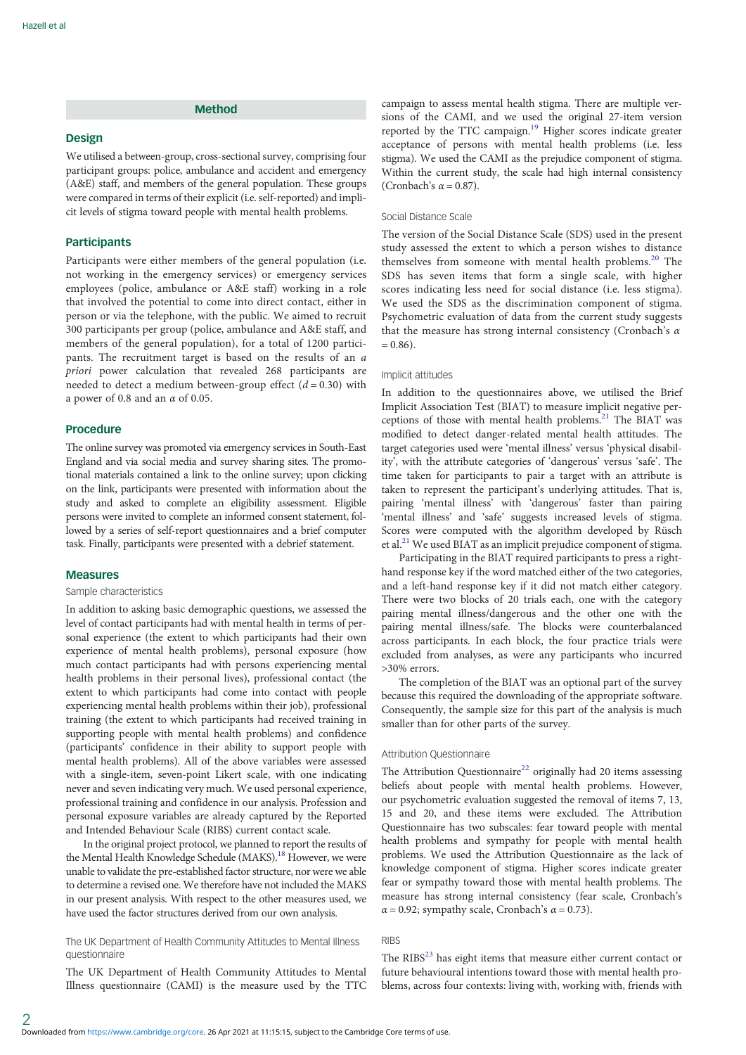## Method

### Design

We utilised a between-group, cross-sectional survey, comprising four participant groups: police, ambulance and accident and emergency (A&E) staff, and members of the general population. These groups were compared in terms of their explicit (i.e. self-reported) and implicit levels of stigma toward people with mental health problems.

### Participants

Participants were either members of the general population (i.e. not working in the emergency services) or emergency services employees (police, ambulance or A&E staff) working in a role that involved the potential to come into direct contact, either in person or via the telephone, with the public. We aimed to recruit 300 participants per group (police, ambulance and A&E staff, and members of the general population), for a total of 1200 participants. The recruitment target is based on the results of an *a priori* power calculation that revealed 268 participants are needed to detect a medium between-group effect ($d = 0.30$) with a power of 0.8 and an $\alpha$ of 0.05.

### Procedure

The online survey was promoted via emergency services in South-East England and via social media and survey sharing sites. The promotional materials contained a link to the online survey; upon clicking on the link, participants were presented with information about the study and asked to complete an eligibility assessment. Eligible persons were invited to complete an informed consent statement, followed by a series of self-report questionnaires and a brief computer task. Finally, participants were presented with a debrief statement.

### Measures

#### Sample characteristics

In addition to asking basic demographic questions, we assessed the level of contact participants had with mental health in terms of personal experience (the extent to which participants had their own experience of mental health problems), personal exposure (how much contact participants had with persons experiencing mental health problems in their personal lives), professional contact (the extent to which participants had come into contact with people experiencing mental health problems within their job), professional training (the extent to which participants had received training in supporting people with mental health problems) and confidence (participants' confidence in their ability to support people with mental health problems). All of the above variables were assessed with a single-item, seven-point Likert scale, with one indicating never and seven indicating very much. We used personal experience, professional training and confidence in our analysis. Profession and personal exposure variables are already captured by the Reported and Intended Behaviour Scale (RIBS) current contact scale.

In the original project protocol, we planned to report the results of the Mental Health Knowledge Schedule (MAKS).[18] However, we were unable to validate the pre-established factor structure, nor were we able to determine a revised one. We therefore have not included the MAKS in our present analysis. With respect to the other measures used, we have used the factor structures derived from our own analysis.

#### The UK Department of Health Community Attitudes to Mental Illness questionnaire

The UK Department of Health Community Attitudes to Mental Illness questionnaire (CAMI) is the measure used by the TTC campaign to assess mental health stigma. There are multiple versions of the CAMI, and we used the original 27-item version reported by the TTC campaign.[19] Higher scores indicate greater acceptance of persons with mental health problems (i.e. less stigma). We used the CAMI as the prejudice component of stigma. Within the current study, the scale had high internal consistency (Cronbach's $\alpha = 0.87$).

#### Social Distance Scale

The version of the Social Distance Scale (SDS) used in the present study assessed the extent to which a person wishes to distance themselves from someone with mental health problems.[20] The SDS has seven items that form a single scale, with higher scores indicating less need for social distance (i.e. less stigma). We used the SDS as the discrimination component of stigma. Psychometric evaluation of data from the current study suggests that the measure has strong internal consistency (Cronbach's $\alpha = 0.86$).

#### Implicit attitudes

In addition to the questionnaires above, we utilised the Brief Implicit Association Test (BIAT) to measure implicit negative perceptions of those with mental health problems.[21] The BIAT was modified to detect danger-related mental health attitudes. The target categories used were 'mental illness' versus 'physical disability', with the attribute categories of 'dangerous' versus 'safe'. The time taken for participants to pair a target with an attribute is taken to represent the participant's underlying attitudes. That is, pairing 'mental illness' with 'dangerous' faster than pairing 'mental illness' and 'safe' suggests increased levels of stigma. Scores were computed with the algorithm developed by Rüsch et al.[21] We used BIAT as an implicit prejudice component of stigma.

Participating in the BIAT required participants to press a right-hand response key if the word matched either of the two categories, and a left-hand response key if it did not match either category. There were two blocks of 20 trials each, one with the category pairing mental illness/dangerous and the other one with the pairing mental illness/safe. The blocks were counterbalanced across participants. In each block, the four practice trials were excluded from analyses, as were any participants who incurred >30% errors.

The completion of the BIAT was an optional part of the survey because this required the downloading of the appropriate software. Consequently, the sample size for this part of the analysis is much smaller than for other parts of the survey.

#### Attribution Questionnaire

The Attribution Questionnaire[22] originally had 20 items assessing beliefs about people with mental health problems. However, our psychometric evaluation suggested the removal of items 7, 13, 15 and 20, and these items were excluded. The Attribution Questionnaire has two subscales: fear toward people with mental health problems and sympathy for people with mental health problems. We used the Attribution Questionnaire as the lack of knowledge component of stigma. Higher scores indicate greater fear or sympathy toward those with mental health problems. The measure has strong internal consistency (fear scale, Cronbach's $\alpha = 0.92$; sympathy scale, Cronbach's $\alpha = 0.73$).

#### RIBS

The RIBS[23] has eight items that measure either current contact or future behavioural intentions toward those with mental health problems, across four contexts: living with, working with, friends with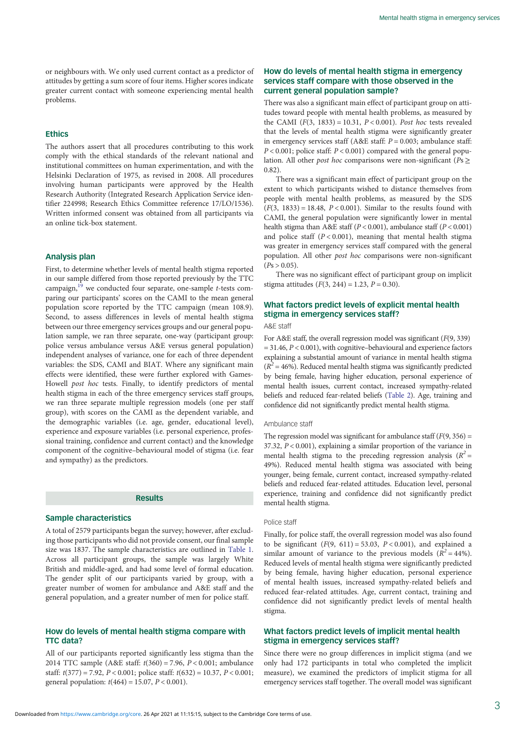or neighbours with. We only used current contact as a predictor of attitudes by getting a sum score of four items. Higher scores indicate greater current contact with someone experiencing mental health problems.

## Ethics

The authors assert that all procedures contributing to this work comply with the ethical standards of the relevant national and institutional committees on human experimentation, and with the Helsinki Declaration of 1975, as revised in 2008. All procedures involving human participants were approved by the Health Research Authority (Integrated Research Application Service identifier 224998; Research Ethics Committee reference 17/LO/1536). Written informed consent was obtained from all participants via an online tick-box statement.

## Analysis plan

First, to determine whether levels of mental health stigma reported in our sample differed from those reported previously by the TTC campaign,[19] we conducted four separate, one-sample *t*-tests comparing our participants' scores on the CAMI to the mean general population score reported by the TTC campaign (mean 108.9). Second, to assess differences in levels of mental health stigma between our three emergency services groups and our general population sample, we ran three separate, one-way (participant group: police versus ambulance versus A&E versus general population) independent analyses of variance, one for each of three dependent variables: the SDS, CAMI and BIAT. Where any significant main effects were identified, these were further explored with Games-Howell *post hoc* tests. Finally, to identify predictors of mental health stigma in each of the three emergency services staff groups, we ran three separate multiple regression models (one per staff group), with scores on the CAMI as the dependent variable, and the demographic variables (i.e. age, gender, educational level), experience and exposure variables (i.e. personal experience, professional training, confidence and current contact) and the knowledge component of the cognitive–behavioural model of stigma (i.e. fear and sympathy) as the predictors.

# Results

## Sample characteristics

A total of 2579 participants began the survey; however, after excluding those participants who did not provide consent, our final sample size was 1837. The sample characteristics are outlined in Table 1. Across all participant groups, the sample was largely White British and middle-aged, and had some level of formal education. The gender split of our participants varied by group, with a greater number of women for ambulance and A&E staff and the general population, and a greater number of men for police staff.

## How do levels of mental health stigma compare with TTC data?

All of our participants reported significantly less stigma than the 2014 TTC sample (A&E staff: $t(360) = 7.96$, $P < 0.001$; ambulance staff: $t(377) = 7.92$, $P < 0.001$; police staff: $t(632) = 10.37$, $P < 0.001$; general population: $t(464) = 15.07$, $P < 0.001$).

## How do levels of mental health stigma in emergency services staff compare with those observed in the current general population sample?

There was also a significant main effect of participant group on attitudes toward people with mental health problems, as measured by the CAMI ($F(3, 1833) = 10.31$, $P < 0.001$). *Post hoc* tests revealed that the levels of mental health stigma were significantly greater in emergency services staff (A&E staff: $P = 0.003$; ambulance staff: $P < 0.001$; police staff: $P < 0.001$) compared with the general population. All other *post hoc* comparisons were non-significant ($P$s $\geq$ 0.82).

There was a significant main effect of participant group on the extent to which participants wished to distance themselves from people with mental health problems, as measured by the SDS ($F(3, 1833) = 18.48$, $P < 0.001$). Similar to the results found with CAMI, the general population were significantly lower in mental health stigma than A&E staff ($P < 0.001$), ambulance staff ($P < 0.001$) and police staff ($P < 0.001$), meaning that mental health stigma was greater in emergency services staff compared with the general population. All other *post hoc* comparisons were non-significant ($P$s $> 0.05$).

There was no significant effect of participant group on implicit stigma attitudes ($F(3, 244) = 1.23$, $P = 0.30$).

## What factors predict levels of explicit mental health stigma in emergency services staff?

### A&E staff

For A&E staff, the overall regression model was significant ($F(9, 339) = 31.46$, $P < 0.001$), with cognitive–behavioural and experience factors explaining a substantial amount of variance in mental health stigma ($R^2 = 46\%$). Reduced mental health stigma was significantly predicted by being female, having higher education, personal experience of mental health issues, current contact, increased sympathy-related beliefs and reduced fear-related beliefs (Table 2). Age, training and confidence did not significantly predict mental health stigma.

### Ambulance staff

The regression model was significant for ambulance staff ($F(9, 356) = 37.32$, $P < 0.001$), explaining a similar proportion of the variance in mental health stigma to the preceding regression analysis ($R^2 = 49\%$). Reduced mental health stigma was associated with being younger, being female, current contact, increased sympathy-related beliefs and reduced fear-related attitudes. Education level, personal experience, training and confidence did not significantly predict mental health stigma.

### Police staff

Finally, for police staff, the overall regression model was also found to be significant ($F(9, 611) = 53.03$, $P < 0.001$), and explained a similar amount of variance to the previous models ($R^2 = 44\%$). Reduced levels of mental health stigma were significantly predicted by being female, having higher education, personal experience of mental health issues, increased sympathy-related beliefs and reduced fear-related attitudes. Age, current contact, training and confidence did not significantly predict levels of mental health stigma.

## What factors predict levels of implicit mental health stigma in emergency services staff?

Since there were no group differences in implicit stigma (and we only had 172 participants in total who completed the implicit measure), we examined the predictors of implicit stigma for all emergency services staff together. The overall model was significant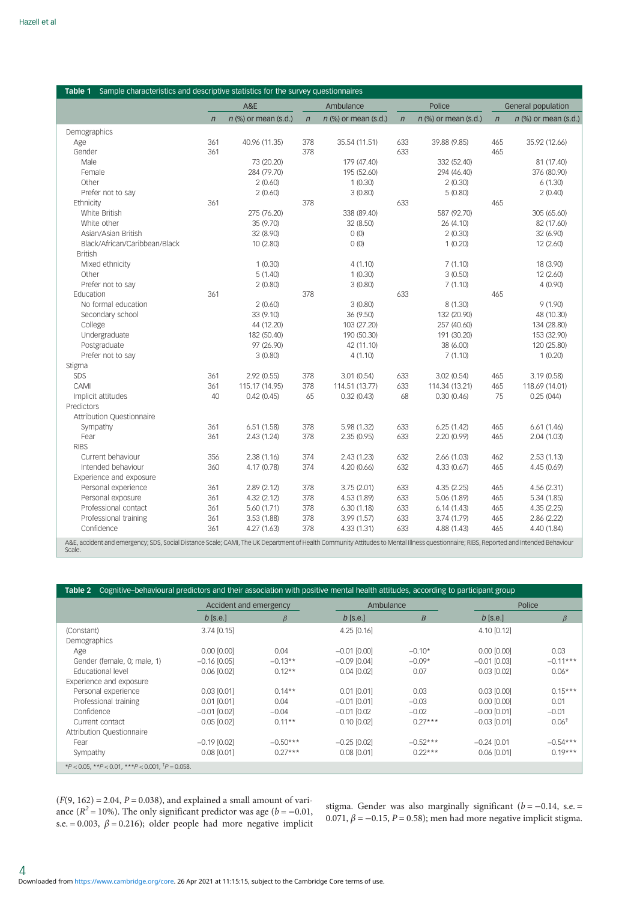**Table 1** Sample characteristics and descriptive statistics for the survey questionnaires

| | A&E | | Ambulance | | Police | | General population | |
|---|---|---|---|---|---|---|---|---|
| | *n* | *n* (%) or mean (s.d.) | *n* | *n* (%) or mean (s.d.) | *n* | *n* (%) or mean (s.d.) | *n* | *n* (%) or mean (s.d.) |
| Demographics | | | | | | | | |
| Age | 361 | 40.96 (11.35) | 378 | 35.54 (11.51) | 633 | 39.88 (9.85) | 465 | 35.92 (12.66) |
| Gender | 361 | | 378 | | 633 | | 465 | |
| Male | | 73 (20.20) | | 179 (47.40) | | 332 (52.40) | | 81 (17.40) |
| Female | | 284 (79.70) | | 195 (52.60) | | 294 (46.40) | | 376 (80.90) |
| Other | | 2 (0.60) | | 1 (0.30) | | 2 (0.30) | | 6 (1.30) |
| Prefer not to say | | 2 (0.60) | | 3 (0.80) | | 5 (0.80) | | 2 (0.40) |
| Ethnicity | 361 | | 378 | | 633 | | 465 | |
| White British | | 275 (76.20) | | 338 (89.40) | | 587 (92.70) | | 305 (65.60) |
| White other | | 35 (9.70) | | 32 (8.50) | | 26 (4.10) | | 82 (17.60) |
| Asian/Asian British | | 32 (8.90) | | 0 (0) | | 2 (0.30) | | 32 (6.90) |
| Black/African/Caribbean/Black British | | 10 (2.80) | | 0 (0) | | 1 (0.20) | | 12 (2.60) |
| Mixed ethnicity | | 1 (0.30) | | 4 (1.10) | | 7 (1.10) | | 18 (3.90) |
| Other | | 5 (1.40) | | 1 (0.30) | | 3 (0.50) | | 12 (2.60) |
| Prefer not to say | | 2 (0.80) | | 3 (0.80) | | 7 (1.10) | | 4 (0.90) |
| Education | 361 | | 378 | | 633 | | 465 | |
| No formal education | | 2 (0.60) | | 3 (0.80) | | 8 (1.30) | | 9 (1.90) |
| Secondary school | | 33 (9.10) | | 36 (9.50) | | 132 (20.90) | | 48 (10.30) |
| College | | 44 (12.20) | | 103 (27.20) | | 257 (40.60) | | 134 (28.80) |
| Undergraduate | | 182 (50.40) | | 190 (50.30) | | 191 (30.20) | | 153 (32.90) |
| Postgraduate | | 97 (26.90) | | 42 (11.10) | | 38 (6.00) | | 120 (25.80) |
| Prefer not to say | | 3 (0.80) | | 4 (1.10) | | 7 (1.10) | | 1 (0.20) |
| Stigma | | | | | | | | |
| SDS | 361 | 2.92 (0.55) | 378 | 3.01 (0.54) | 633 | 3.02 (0.54) | 465 | 3.19 (0.58) |
| CAMI | 361 | 115.17 (14.95) | 378 | 114.51 (13.77) | 633 | 114.34 (13.21) | 465 | 118.69 (14.01) |
| Implicit attitudes | 40 | 0.42 (0.45) | 65 | 0.32 (0.43) | 68 | 0.30 (0.46) | 75 | 0.25 (044) |
| Predictors | | | | | | | | |
| Attribution Questionnaire | | | | | | | | |
| Sympathy | 361 | 6.51 (1.58) | 378 | 5.98 (1.32) | 633 | 6.25 (1.42) | 465 | 6.61 (1.46) |
| Fear | 361 | 2.43 (1.24) | 378 | 2.35 (0.95) | 633 | 2.20 (0.99) | 465 | 2.04 (1.03) |
| RIBS | | | | | | | | |
| Current behaviour | 356 | 2.38 (1.16) | 374 | 2.43 (1.23) | 632 | 2.66 (1.03) | 462 | 2.53 (1.13) |
| Intended behaviour | 360 | 4.17 (0.78) | 374 | 4.20 (0.66) | 632 | 4.33 (0.67) | 465 | 4.45 (0.69) |
| Experience and exposure | | | | | | | | |
| Personal experience | 361 | 2.89 (2.12) | 378 | 3.75 (2.01) | 633 | 4.35 (2.25) | 465 | 4.56 (2.31) |
| Personal exposure | 361 | 4.32 (2.12) | 378 | 4.53 (1.89) | 633 | 5.06 (1.89) | 465 | 5.34 (1.85) |
| Professional contact | 361 | 5.60 (1.71) | 378 | 6.30 (1.18) | 633 | 6.14 (1.43) | 465 | 4.35 (2.25) |
| Professional training | 361 | 3.53 (1.88) | 378 | 3.99 (1.57) | 633 | 3.74 (1.79) | 465 | 2.86 (2.22) |
| Confidence | 361 | 4.27 (1.63) | 378 | 4.33 (1.31) | 633 | 4.88 (1.43) | 465 | 4.40 (1.84) |

A&E, accident and emergency; SDS, Social Distance Scale; CAMI, The UK Department of Health Community Attitudes to Mental Illness questionnaire; RIBS, Reported and Intended Behaviour Scale.

**Table 2** Cognitive–behavioural predictors and their association with positive mental health attitudes, according to participant group

| | Accident and emergency | | Ambulance | | Police | |
|---|---|---|---|---|---|---|
| | *b* [s.e.] | *β* | *b* [s.e.] | *B* | *b* [s.e.] | *β* |
| (Constant) | 3.74 [0.15] | | 4.25 [0.16] | | 4.10 [0.12] | |
| Demographics | | | | | | |
| Age | 0.00 [0.00] | 0.04 | −0.01 [0.00] | −0.10* | 0.00 [0.00] | 0.03 |
| Gender (female, 0; male, 1) | −0.16 [0.05] | −0.13** | −0.09 [0.04] | −0.09* | −0.01 [0.03] | −0.11*** |
| Educational level | 0.06 [0.02] | 0.12** | 0.04 [0.02] | 0.07 | 0.03 [0.02] | 0.06* |
| Experience and exposure | | | | | | |
| Personal experience | 0.03 [0.01] | 0.14** | 0.01 [0.01] | 0.03 | 0.03 [0.00] | 0.15*** |
| Professional training | 0.01 [0.01] | 0.04 | −0.01 [0.01] | −0.03 | 0.00 [0.00] | 0.01 |
| Confidence | −0.01 [0.02] | −0.04 | −0.01 [0.02 | −0.02 | −0.00 [0.01] | −0.01 |
| Current contact | 0.05 [0.02] | 0.11** | 0.10 [0.02] | 0.27*** | 0.03 [0.01] | 0.06† |
| Attribution Questionnaire | | | | | | |
| Fear | −0.19 [0.02] | −0.50*** | −0.25 [0.02] | −0.52*** | −0.24 [0.01 | −0.54*** |
| Sympathy | 0.08 [0.01] | 0.27*** | 0.08 [0.01] | 0.22*** | 0.06 [0.01] | 0.19*** |

*$P < 0.05$, **$P < 0.01$, ***$P < 0.001$, †$P = 0.058$.

($F(9, 162) = 2.04$, $P = 0.038$), and explained a small amount of variance ($R^2 = 10\%$). The only significant predictor was age ($b = -0.01$, s.e. $= 0.003$, $\beta = 0.216$); older people had more negative implicit stigma. Gender was also marginally significant ($b = -0.14$, s.e. $= 0.071$, $\beta = -0.15$, $P = 0.58$); men had more negative implicit stigma.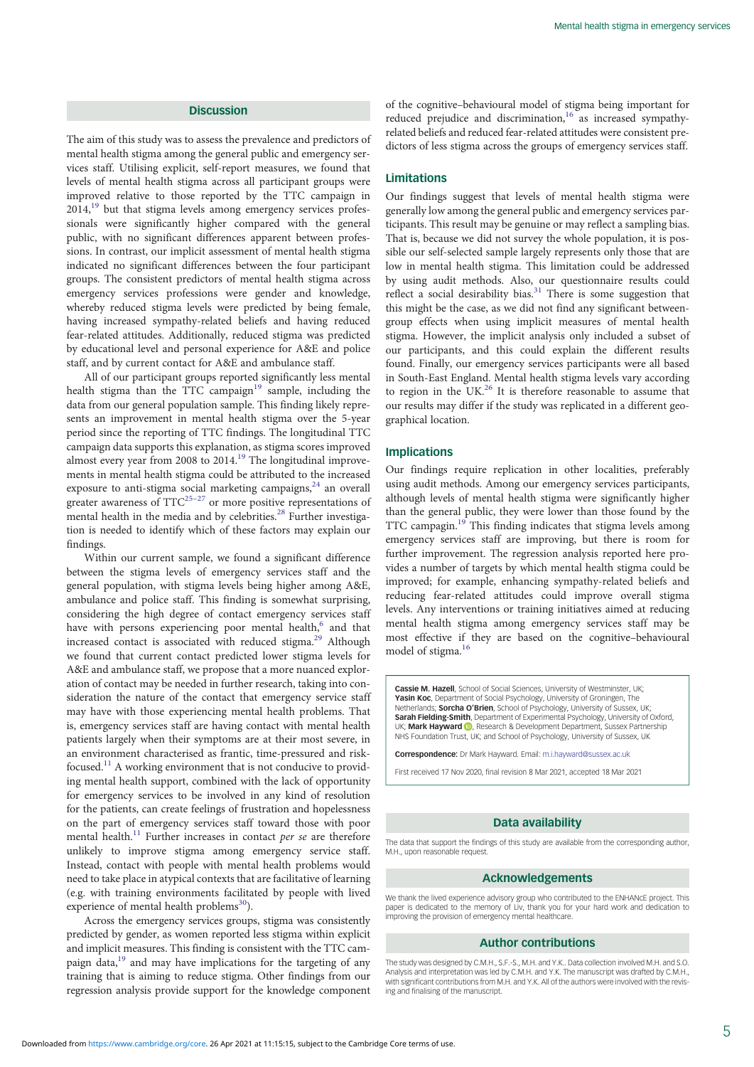## Discussion

The aim of this study was to assess the prevalence and predictors of mental health stigma among the general public and emergency services staff. Utilising explicit, self-report measures, we found that levels of mental health stigma across all participant groups were improved relative to those reported by the TTC campaign in 2014,[19] but that stigma levels among emergency services professionals were significantly higher compared with the general public, with no significant differences apparent between professions. In contrast, our implicit assessment of mental health stigma indicated no significant differences between the four participant groups. The consistent predictors of mental health stigma across emergency services professions were gender and knowledge, whereby reduced stigma levels were predicted by being female, having increased sympathy-related beliefs and having reduced fear-related attitudes. Additionally, reduced stigma was predicted by educational level and personal experience for A&E and police staff, and by current contact for A&E and ambulance staff.

All of our participant groups reported significantly less mental health stigma than the TTC campaign[19] sample, including the data from our general population sample. This finding likely represents an improvement in mental health stigma over the 5-year period since the reporting of TTC findings. The longitudinal TTC campaign data supports this explanation, as stigma scores improved almost every year from 2008 to 2014.[19] The longitudinal improvements in mental health stigma could be attributed to the increased exposure to anti-stigma social marketing campaigns,[24] an overall greater awareness of TTC[25–27] or more positive representations of mental health in the media and by celebrities.[28] Further investigation is needed to identify which of these factors may explain our findings.

Within our current sample, we found a significant difference between the stigma levels of emergency services staff and the general population, with stigma levels being higher among A&E, ambulance and police staff. This finding is somewhat surprising, considering the high degree of contact emergency services staff have with persons experiencing poor mental health,[6] and that increased contact is associated with reduced stigma.[29] Although we found that current contact predicted lower stigma levels for A&E and ambulance staff, we propose that a more nuanced exploration of contact may be needed in further research, taking into consideration the nature of the contact that emergency service staff may have with those experiencing mental health problems. That is, emergency services staff are having contact with mental health patients largely when their symptoms are at their most severe, in an environment characterised as frantic, time-pressured and risk-focused.[11] A working environment that is not conducive to providing mental health support, combined with the lack of opportunity for emergency services to be involved in any kind of resolution for the patients, can create feelings of frustration and hopelessness on the part of emergency services staff toward those with poor mental health.[11] Further increases in contact *per se* are therefore unlikely to improve stigma among emergency service staff. Instead, contact with people with mental health problems would need to take place in atypical contexts that are facilitative of learning (e.g. with training environments facilitated by people with lived experience of mental health problems[30]).

Across the emergency services groups, stigma was consistently predicted by gender, as women reported less stigma within explicit and implicit measures. This finding is consistent with the TTC campaign data,[19] and may have implications for the targeting of any training that is aiming to reduce stigma. Other findings from our regression analysis provide support for the knowledge component of the cognitive–behavioural model of stigma being important for reduced prejudice and discrimination,[16] as increased sympathy-related beliefs and reduced fear-related attitudes were consistent predictors of less stigma across the groups of emergency services staff.

### Limitations

Our findings suggest that levels of mental health stigma were generally low among the general public and emergency services participants. This result may be genuine or may reflect a sampling bias. That is, because we did not survey the whole population, it is possible our self-selected sample largely represents only those that are low in mental health stigma. This limitation could be addressed by using audit methods. Also, our questionnaire results could reflect a social desirability bias.[31] There is some suggestion that this might be the case, as we did not find any significant between-group effects when using implicit measures of mental health stigma. However, the implicit analysis only included a subset of our participants, and this could explain the different results found. Finally, our emergency services participants were all based in South-East England. Mental health stigma levels vary according to region in the UK.[26] It is therefore reasonable to assume that our results may differ if the study was replicated in a different geographical location.

### Implications

Our findings require replication in other localities, preferably using audit methods. Among our emergency services participants, although levels of mental health stigma were significantly higher than the general public, they were lower than those found by the TTC campaign.[19] This finding indicates that stigma levels among emergency services staff are improving, but there is room for further improvement. The regression analysis reported here provides a number of targets by which mental health stigma could be improved; for example, enhancing sympathy-related beliefs and reducing fear-related attitudes could improve overall stigma levels. Any interventions or training initiatives aimed at reducing mental health stigma among emergency services staff may be most effective if they are based on the cognitive–behavioural model of stigma.[16]

**Cassie M. Hazell**, School of Social Sciences, University of Westminster, UK; **Yasin Koc**, Department of Social Psychology, University of Groningen, The Netherlands; **Sorcha O'Brien**, School of Psychology, University of Sussex, UK; **Sarah Fielding-Smith**, Department of Experimental Psychology, University of Oxford, UK; **Mark Hayward**, Research & Development Department, Sussex Partnership NHS Foundation Trust, UK; and School of Psychology, University of Sussex, UK

**Correspondence:** Dr Mark Hayward. Email: m.i.hayward@sussex.ac.uk

First received 17 Nov 2020, final revision 8 Mar 2021, accepted 18 Mar 2021

## Data availability

The data that support the findings of this study are available from the corresponding author, M.H., upon reasonable request.

## Acknowledgements

We thank the lived experience advisory group who contributed to the ENHANcE project. This paper is dedicated to the memory of Liv, thank you for your hard work and dedication to improving the provision of emergency mental healthcare.

## Author contributions

The study was designed by C.M.H., S.F.-S., M.H. and Y.K.. Data collection involved M.H. and S.O. Analysis and interpretation was led by C.M.H. and Y.K. The manuscript was drafted by C.M.H., with significant contributions from M.H. and Y.K. All of the authors were involved with the revising and finalising of the manuscript.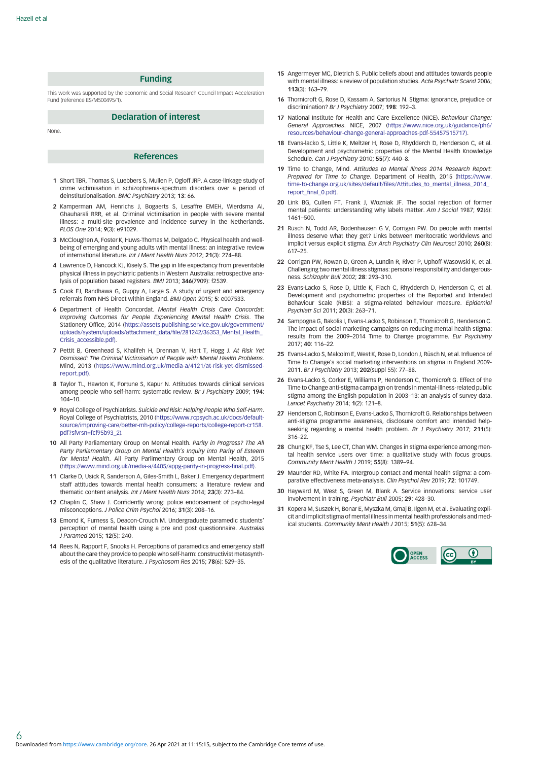## Funding

This work was supported by the Economic and Social Research Council Impact Acceleration Fund (reference ES/M500495/1).

## Declaration of interest

None.

## References

1. Short TBR, Thomas S, Luebbers S, Mullen P, Ogloff JRP. A case-linkage study of crime victimisation in schizophrenia-spectrum disorders over a period of deinstitutionalisation. *BMC Psychiatry* 2013; **13**: 66.
2. Kamperman AM, Henrichs J, Bogaerts S, Lesaffre EMEH, Wierdsma AI, Ghauharali RRR, et al. Criminal victimisation in people with severe mental illness: a multi-site prevalence and incidence survey in the Netherlands. *PLOS One* 2014; **9**(3): e91029.
3. McCloughen A, Foster K, Huws-Thomas M, Delgado C. Physical health and well-being of emerging and young adults with mental illness: an integrative review of international literature. *Int J Ment Health Nurs* 2012; **21**(3): 274–88.
4. Lawrence D, Hancock KJ, Kisely S. The gap in life expectancy from preventable physical illness in psychiatric patients in Western Australia: retrospective analysis of population based registers. *BMJ* 2013; **346**(7909): f2539.
5. Cook EJ, Randhawa G, Guppy A, Large S. A study of urgent and emergency referrals from NHS Direct within England. *BMJ Open* 2015; **5**: e007533.
6. Department of Health Concordat. *Mental Health Crisis Care Concordat: Improving Outcomes for People Experiencing Mental Health Crisis*. The Stationery Office, 2014 (https://assets.publishing.service.gov.uk/government/uploads/system/uploads/attachment_data/file/281242/36353_Mental_Health_Crisis_accessible.pdf).
7. Pettit B, Greenhead S, Khalifeh H, Drennan V, Hart T, Hogg J. *At Risk Yet Dismissed: The Criminal Victimisation of People with Mental Health Problems*. Mind, 2013 (https://www.mind.org.uk/media-a/4121/at-risk-yet-dismissed-report.pdf).
8. Taylor TL, Hawton K, Fortune S, Kapur N. Attitudes towards clinical services among people who self-harm: systematic review. *Br J Psychiatry* 2009; **194**: 104–10.
9. Royal College of Psychiatrists. *Suicide and Risk: Helping People Who Self-Harm*. Royal College of Psychiatrists, 2010 (https://www.rcpsych.ac.uk/docs/default-source/improving-care/better-mh-policy/college-reports/college-report-cr158.pdf?sfvrsn=fcf95b93_2).
10. All Party Parliamentary Group on Mental Health. *Parity in Progress? The All Party Parliamentary Group on Mental Health's Inquiry into Parity of Esteem for Mental Health*. All Party Parlimentary Group on Mental Health, 2015 (https://www.mind.org.uk/media-a/4405/appg-parity-in-progress-final.pdf).
11. Clarke D, Usick R, Sanderson A, Giles-Smith L, Baker J. Emergency department staff attitudes towards mental health consumers: a literature review and thematic content analysis. *Int J Ment Health Nurs* 2014; **23**(3): 273–84.
12. Chaplin C, Shaw J. Confidently wrong: police endorsement of psycho-legal misconceptions. *J Police Crim Psychol* 2016; **31**(3): 208–16.
13. Emond K, Furness S, Deacon-Crouch M. Undergraduate paramedic students' perception of mental health using a pre and post questionnaire. *Australas J Paramed* 2015; **12**(5): 240.
14. Rees N, Rapport F, Snooks H. Perceptions of paramedics and emergency staff about the care they provide to people who self-harm: constructivist metasynthesis of the qualitative literature. *J Psychosom Res* 2015; **78**(6): 529–35.
15. Angermeyer MC, Dietrich S. Public beliefs about and attitudes towards people with mental illness: a review of population studies. *Acta Psychiatr Scand* 2006; **113**(3): 163–79.
16. Thornicroft G, Rose D, Kassam A, Sartorius N. Stigma: ignorance, prejudice or discrimination? *Br J Psychiatry* 2007; **198**: 192–3.
17. National Institute for Health and Care Excellence (NICE). *Behaviour Change: General Approaches*. NICE, 2007 (https://www.nice.org.uk/guidance/ph6/resources/behaviour-change-general-approaches-pdf-55457515717).
18. Evans-lacko S, Little K, Meltzer H, Rose D, Rhydderch D, Henderson C, et al. Development and psychometric properties of the Mental Health Knowledge Schedule. *Can J Psychiatry* 2010; **55**(7): 440–8.
19. Time to Change, Mind. *Attitudes to Mental Illness 2014 Research Report: Prepared for Time to Change*. Department of Health, 2015 (https://www.time-to-change.org.uk/sites/default/files/Attitudes_to_mental_illness_2014_report_final_0.pdf).
20. Link BG, Cullen FT, Frank J, Wozniak JF. The social rejection of former mental patients: understanding why labels matter. *Am J Sociol* 1987; **92**(6): 1461–500.
21. Rüsch N, Todd AR, Bodenhausen G V, Corrigan PW. Do people with mental illness deserve what they get? Links between meritocratic worldviews and implicit versus explicit stigma. *Eur Arch Psychiatry Clin Neurosci* 2010; **260**(8): 617–25.
22. Corrigan PW, Rowan D, Green A, Lundin R, River P, Uphoff-Wasowski K, et al. Challenging two mental illness stigmas: personal responsibility and dangerousness. *Schizophr Bull* 2002; **28**: 293–310.
23. Evans-Lacko S, Rose D, Little K, Flach C, Rhydderch D, Henderson C, et al. Development and psychometric properties of the Reported and Intended Behaviour Scale (RIBS): a stigma-related behaviour measure. *Epidemiol Psychiatr Sci* 2011; **20**(3): 263–71.
24. Sampogna G, Bakolis I, Evans-Lacko S, Robinson E, Thornicroft G, Henderson C. The impact of social marketing campaigns on reducing mental health stigma: results from the 2009–2014 Time to Change programme. *Eur Psychiatry* 2017; **40**: 116–22.
25. Evans-Lacko S, Malcolm E, West K, Rose D, London J, Rüsch N, et al. Influence of Time to Change's social marketing interventions on stigma in England 2009-2011. *Br J Psychiatry* 2013; **202**(suppl 55): 77–88.
26. Evans-Lacko S, Corker E, Williams P, Henderson C, Thornicroft G. Effect of the Time to Change anti-stigma campaign on trends in mental-illness-related public stigma among the English population in 2003–13: an analysis of survey data. *Lancet Psychiatry* 2014; **1**(2): 121–8.
27. Henderson C, Robinson E, Evans-Lacko S, Thornicroft G. Relationships between anti-stigma programme awareness, disclosure comfort and intended help-seeking regarding a mental health problem. *Br J Psychiatry* 2017; **211**(5): 316–22.
28. Chung KF, Tse S, Lee CT, Chan WM. Changes in stigma experience among mental health service users over time: a qualitative study with focus groups. *Community Ment Health J* 2019; **55**(8): 1389–94.
29. Maunder RD, White FA. Intergroup contact and mental health stigma: a comparative effectiveness meta-analysis. *Clin Psychol Rev* 2019; **72**: 101749.
30. Hayward M, West S, Green M, Blank A. Service innovations: service user involvement in training. *Psychiatr Bull* 2005; **29**: 428–30.
31. Kopera M, Suszek H, Bonar E, Myszka M, Gmaj B, Ilgen M, et al. Evaluating explicit and implicit stigma of mental illness in mental health professionals and medical students. *Community Ment Health J* 2015; **51**(5): 628–34.